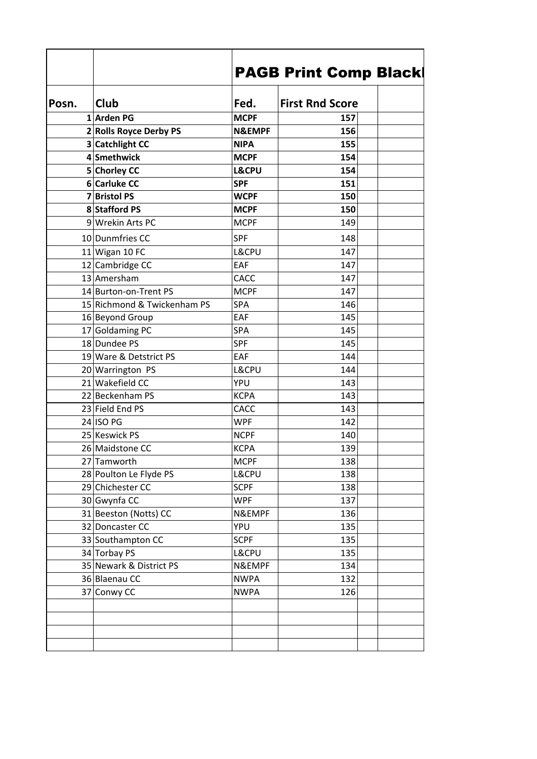# PAGB Print Comp Blackl

| Posn. | Club | Fed. | First Rnd Score | | |
|---|---|---|---|---|---|
| **1** | **Arden PG** | **MCPF** | **157** | | |
| **2** | **Rolls Royce Derby PS** | **N&EMPF** | **156** | | |
| **3** | **Catchlight CC** | **NIPA** | **155** | | |
| **4** | **Smethwick** | **MCPF** | **154** | | |
| **5** | **Chorley CC** | **L&CPU** | **154** | | |
| **6** | **Carluke CC** | **SPF** | **151** | | |
| **7** | **Bristol PS** | **WCPF** | **150** | | |
| **8** | **Stafford PS** | **MCPF** | **150** | | |
| 9 | Wrekin Arts PC | MCPF | 149 | | |
| 10 | Dunmfries CC | SPF | 148 | | |
| 11 | Wigan 10 FC | L&CPU | 147 | | |
| 12 | Cambridge CC | EAF | 147 | | |
| 13 | Amersham | CACC | 147 | | |
| 14 | Burton-on-Trent PS | MCPF | 147 | | |
| 15 | Richmond & Twickenham PS | SPA | 146 | | |
| 16 | Beyond Group | EAF | 145 | | |
| 17 | Goldaming PC | SPA | 145 | | |
| 18 | Dundee PS | SPF | 145 | | |
| 19 | Ware & Detstrict PS | EAF | 144 | | |
| 20 | Warrington PS | L&CPU | 144 | | |
| 21 | Wakefield CC | YPU | 143 | | |
| 22 | Beckenham PS | KCPA | 143 | | |
| 23 | Field End PS | CACC | 143 | | |
| 24 | ISO PG | WPF | 142 | | |
| 25 | Keswick PS | NCPF | 140 | | |
| 26 | Maidstone CC | KCPA | 139 | | |
| 27 | Tamworth | MCPF | 138 | | |
| 28 | Poulton Le Flyde PS | L&CPU | 138 | | |
| 29 | Chichester CC | SCPF | 138 | | |
| 30 | Gwynfa CC | WPF | 137 | | |
| 31 | Beeston (Notts) CC | N&EMPF | 136 | | |
| 32 | Doncaster CC | YPU | 135 | | |
| 33 | Southampton CC | SCPF | 135 | | |
| 34 | Torbay PS | L&CPU | 135 | | |
| 35 | Newark & District PS | N&EMPF | 134 | | |
| 36 | Blaenau CC | NWPA | 132 | | |
| 37 | Conwy CC | NWPA | 126 | | |
| | | | | | |
| | | | | | |
| | | | | | |
| | | | | | |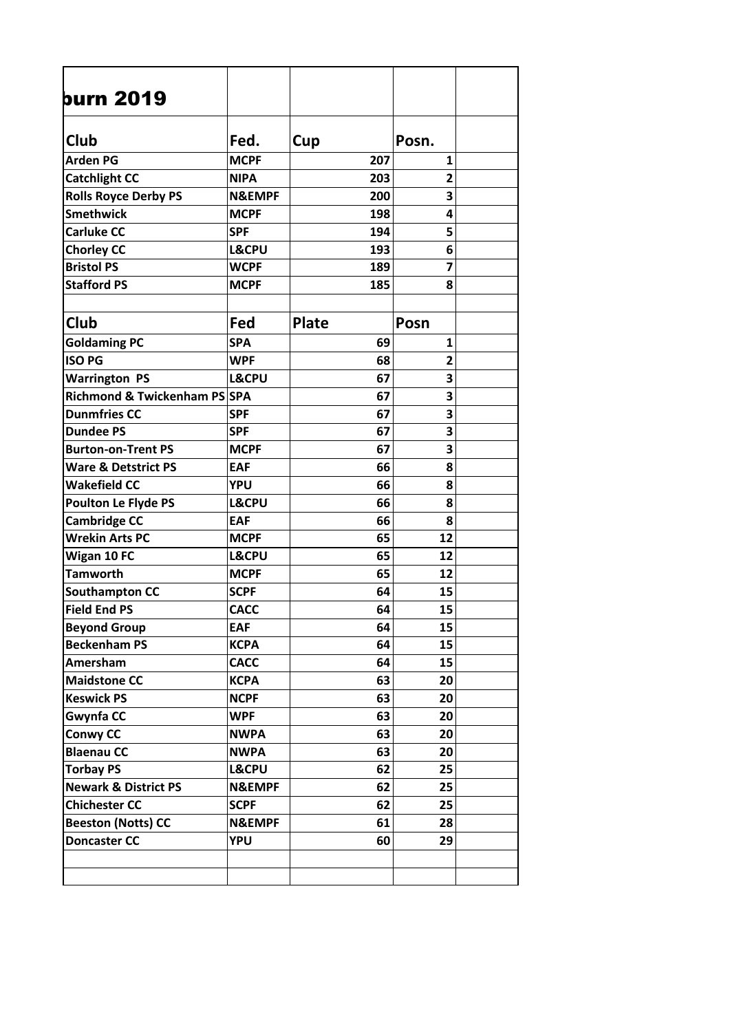# burn 2019

| Club | Fed. | Cup | Posn. | |
|---|---|---|---|---|
| Arden PG | MCPF | 207 | 1 | |
| Catchlight CC | NIPA | 203 | 2 | |
| Rolls Royce Derby PS | N&EMPF | 200 | 3 | |
| Smethwick | MCPF | 198 | 4 | |
| Carluke CC | SPF | 194 | 5 | |
| Chorley CC | L&CPU | 193 | 6 | |
| Bristol PS | WCPF | 189 | 7 | |
| Stafford PS | MCPF | 185 | 8 | |
| | | | | |
| **Club** | **Fed** | **Plate** | **Posn** | |
| Goldaming PC | SPA | 69 | 1 | |
| ISO PG | WPF | 68 | 2 | |
| Warrington PS | L&CPU | 67 | 3 | |
| Richmond & Twickenham PS | SPA | 67 | 3 | |
| Dunmfries CC | SPF | 67 | 3 | |
| Dundee PS | SPF | 67 | 3 | |
| Burton-on-Trent PS | MCPF | 67 | 3 | |
| Ware & Detstrict PS | EAF | 66 | 8 | |
| Wakefield CC | YPU | 66 | 8 | |
| Poulton Le Flyde PS | L&CPU | 66 | 8 | |
| Cambridge CC | EAF | 66 | 8 | |
| Wrekin Arts PC | MCPF | 65 | 12 | |
| Wigan 10 FC | L&CPU | 65 | 12 | |
| Tamworth | MCPF | 65 | 12 | |
| Southampton CC | SCPF | 64 | 15 | |
| Field End PS | CACC | 64 | 15 | |
| Beyond Group | EAF | 64 | 15 | |
| Beckenham PS | KCPA | 64 | 15 | |
| Amersham | CACC | 64 | 15 | |
| Maidstone CC | KCPA | 63 | 20 | |
| Keswick PS | NCPF | 63 | 20 | |
| Gwynfa CC | WPF | 63 | 20 | |
| Conwy CC | NWPA | 63 | 20 | |
| Blaenau CC | NWPA | 63 | 20 | |
| Torbay PS | L&CPU | 62 | 25 | |
| Newark & District PS | N&EMPF | 62 | 25 | |
| Chichester CC | SCPF | 62 | 25 | |
| Beeston (Notts) CC | N&EMPF | 61 | 28 | |
| Doncaster CC | YPU | 60 | 29 | |